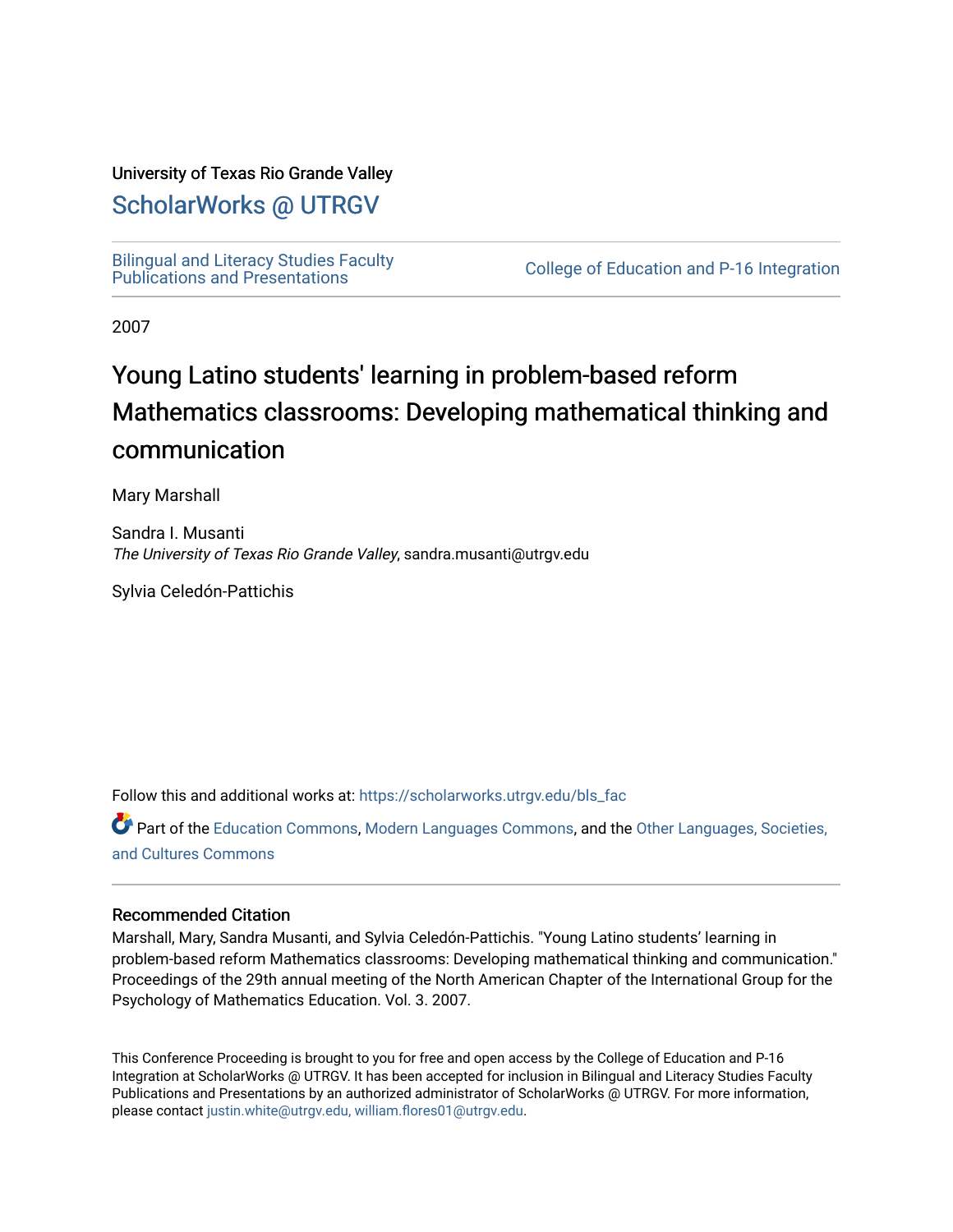University of Texas Rio Grande Valley

## ScholarWorks @ UTRGV

Bilingual and Literacy Studies Faculty Publications and Presentations

College of Education and P-16 Integration

2007

# Young Latino students' learning in problem-based reform Mathematics classrooms: Developing mathematical thinking and communication

Mary Marshall

Sandra I. Musanti
*The University of Texas Rio Grande Valley*, sandra.musanti@utrgv.edu

Sylvia Celedón-Pattichis

Follow this and additional works at: https://scholarworks.utrgv.edu/bls_fac

Part of the Education Commons, Modern Languages Commons, and the Other Languages, Societies, and Cultures Commons

### Recommended Citation

Marshall, Mary, Sandra Musanti, and Sylvia Celedón-Pattichis. "Young Latino students' learning in problem-based reform Mathematics classrooms: Developing mathematical thinking and communication." Proceedings of the 29th annual meeting of the North American Chapter of the International Group for the Psychology of Mathematics Education. Vol. 3. 2007.

This Conference Proceeding is brought to you for free and open access by the College of Education and P-16 Integration at ScholarWorks @ UTRGV. It has been accepted for inclusion in Bilingual and Literacy Studies Faculty Publications and Presentations by an authorized administrator of ScholarWorks @ UTRGV. For more information, please contact justin.white@utrgv.edu, william.flores01@utrgv.edu.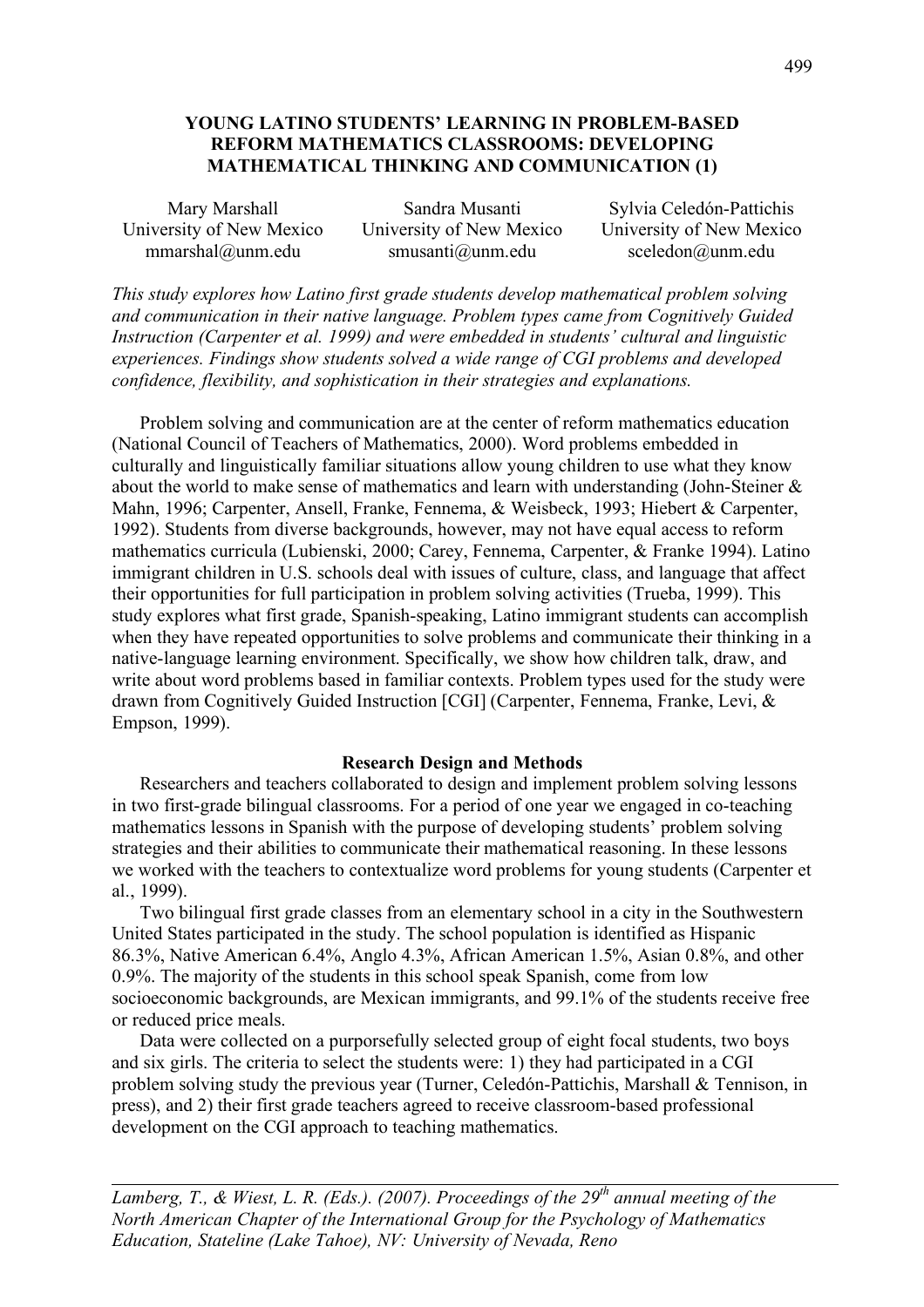# YOUNG LATINO STUDENTS' LEARNING IN PROBLEM-BASED REFORM MATHEMATICS CLASSROOMS: DEVELOPING MATHEMATICAL THINKING AND COMMUNICATION (1)

| Mary Marshall | Sandra Musanti | Sylvia Celedón-Pattichis |
|---|---|---|
| University of New Mexico | University of New Mexico | University of New Mexico |
| mmarshal@unm.edu | smusanti@unm.edu | sceledon@unm.edu |

*This study explores how Latino first grade students develop mathematical problem solving and communication in their native language. Problem types came from Cognitively Guided Instruction (Carpenter et al. 1999) and were embedded in students' cultural and linguistic experiences. Findings show students solved a wide range of CGI problems and developed confidence, flexibility, and sophistication in their strategies and explanations.*

Problem solving and communication are at the center of reform mathematics education (National Council of Teachers of Mathematics, 2000). Word problems embedded in culturally and linguistically familiar situations allow young children to use what they know about the world to make sense of mathematics and learn with understanding (John-Steiner & Mahn, 1996; Carpenter, Ansell, Franke, Fennema, & Weisbeck, 1993; Hiebert & Carpenter, 1992). Students from diverse backgrounds, however, may not have equal access to reform mathematics curricula (Lubienski, 2000; Carey, Fennema, Carpenter, & Franke 1994). Latino immigrant children in U.S. schools deal with issues of culture, class, and language that affect their opportunities for full participation in problem solving activities (Trueba, 1999). This study explores what first grade, Spanish-speaking, Latino immigrant students can accomplish when they have repeated opportunities to solve problems and communicate their thinking in a native-language learning environment. Specifically, we show how children talk, draw, and write about word problems based in familiar contexts. Problem types used for the study were drawn from Cognitively Guided Instruction [CGI] (Carpenter, Fennema, Franke, Levi, & Empson, 1999).

## Research Design and Methods

Researchers and teachers collaborated to design and implement problem solving lessons in two first-grade bilingual classrooms. For a period of one year we engaged in co-teaching mathematics lessons in Spanish with the purpose of developing students' problem solving strategies and their abilities to communicate their mathematical reasoning. In these lessons we worked with the teachers to contextualize word problems for young students (Carpenter et al., 1999).

Two bilingual first grade classes from an elementary school in a city in the Southwestern United States participated in the study. The school population is identified as Hispanic 86.3%, Native American 6.4%, Anglo 4.3%, African American 1.5%, Asian 0.8%, and other 0.9%. The majority of the students in this school speak Spanish, come from low socioeconomic backgrounds, are Mexican immigrants, and 99.1% of the students receive free or reduced price meals.

Data were collected on a purposefully selected group of eight focal students, two boys and six girls. The criteria to select the students were: 1) they had participated in a CGI problem solving study the previous year (Turner, Celedón-Pattichis, Marshall & Tennison, in press), and 2) their first grade teachers agreed to receive classroom-based professional development on the CGI approach to teaching mathematics.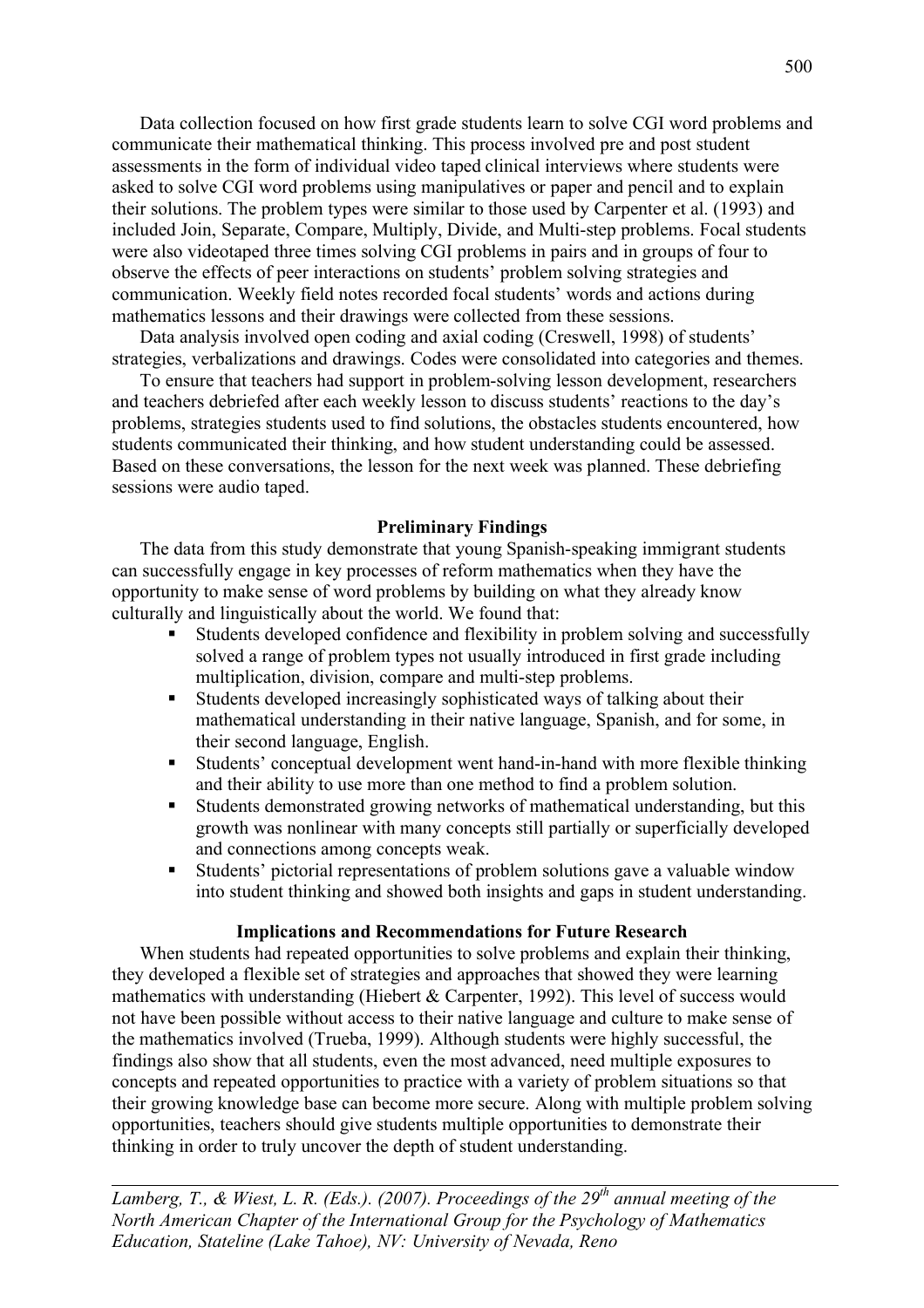Data collection focused on how first grade students learn to solve CGI word problems and communicate their mathematical thinking. This process involved pre and post student assessments in the form of individual video taped clinical interviews where students were asked to solve CGI word problems using manipulatives or paper and pencil and to explain their solutions. The problem types were similar to those used by Carpenter et al. (1993) and included Join, Separate, Compare, Multiply, Divide, and Multi-step problems. Focal students were also videotaped three times solving CGI problems in pairs and in groups of four to observe the effects of peer interactions on students' problem solving strategies and communication. Weekly field notes recorded focal students' words and actions during mathematics lessons and their drawings were collected from these sessions.

Data analysis involved open coding and axial coding (Creswell, 1998) of students' strategies, verbalizations and drawings. Codes were consolidated into categories and themes.

To ensure that teachers had support in problem-solving lesson development, researchers and teachers debriefed after each weekly lesson to discuss students' reactions to the day's problems, strategies students used to find solutions, the obstacles students encountered, how students communicated their thinking, and how student understanding could be assessed. Based on these conversations, the lesson for the next week was planned. These debriefing sessions were audio taped.

## Preliminary Findings

The data from this study demonstrate that young Spanish-speaking immigrant students can successfully engage in key processes of reform mathematics when they have the opportunity to make sense of word problems by building on what they already know culturally and linguistically about the world. We found that:

- Students developed confidence and flexibility in problem solving and successfully solved a range of problem types not usually introduced in first grade including multiplication, division, compare and multi-step problems.
- Students developed increasingly sophisticated ways of talking about their mathematical understanding in their native language, Spanish, and for some, in their second language, English.
- Students' conceptual development went hand-in-hand with more flexible thinking and their ability to use more than one method to find a problem solution.
- Students demonstrated growing networks of mathematical understanding, but this growth was nonlinear with many concepts still partially or superficially developed and connections among concepts weak.
- Students' pictorial representations of problem solutions gave a valuable window into student thinking and showed both insights and gaps in student understanding.

## Implications and Recommendations for Future Research

When students had repeated opportunities to solve problems and explain their thinking, they developed a flexible set of strategies and approaches that showed they were learning mathematics with understanding (Hiebert & Carpenter, 1992). This level of success would not have been possible without access to their native language and culture to make sense of the mathematics involved (Trueba, 1999). Although students were highly successful, the findings also show that all students, even the most advanced, need multiple exposures to concepts and repeated opportunities to practice with a variety of problem situations so that their growing knowledge base can become more secure. Along with multiple problem solving opportunities, teachers should give students multiple opportunities to demonstrate their thinking in order to truly uncover the depth of student understanding.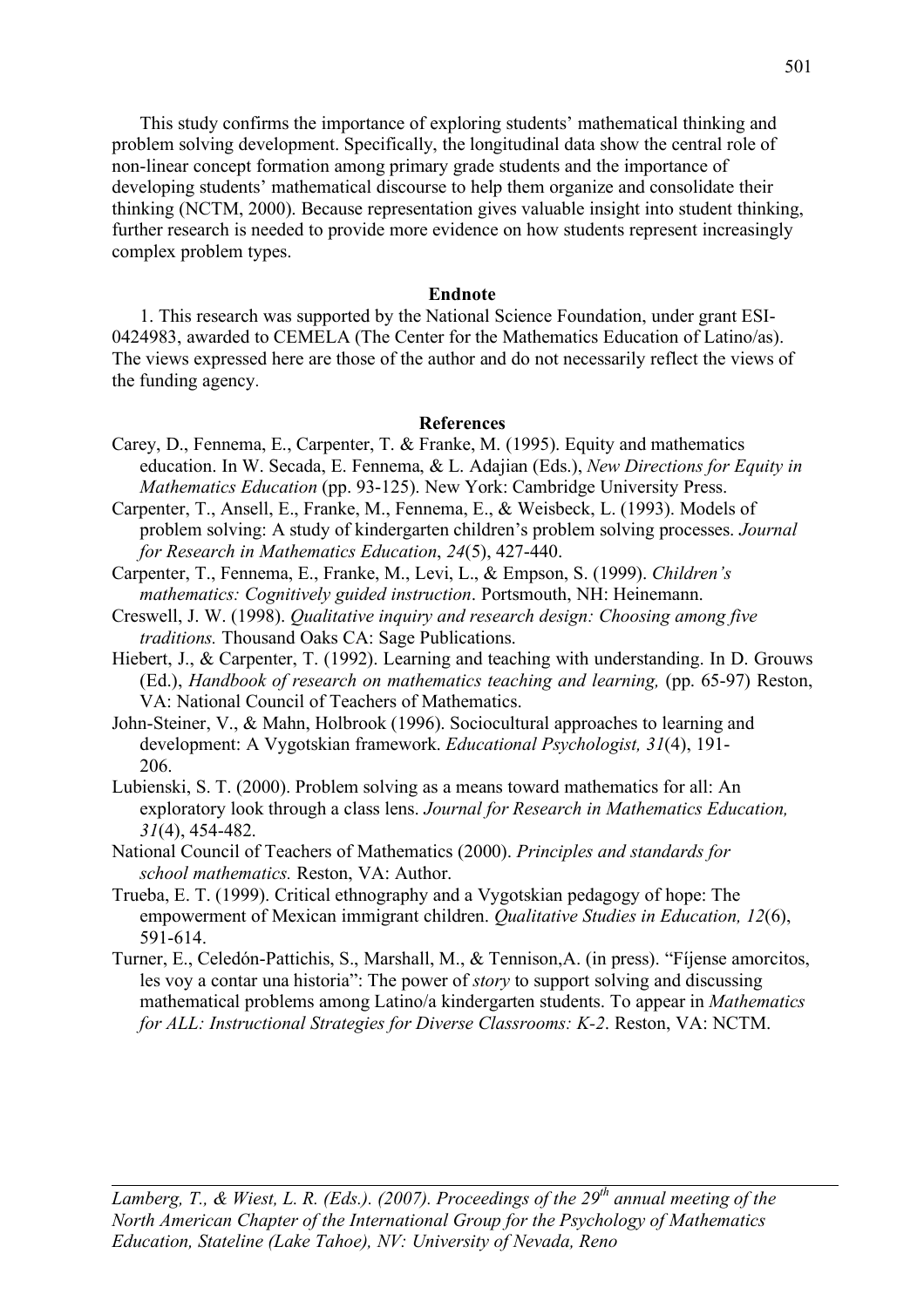This study confirms the importance of exploring students' mathematical thinking and problem solving development. Specifically, the longitudinal data show the central role of non-linear concept formation among primary grade students and the importance of developing students' mathematical discourse to help them organize and consolidate their thinking (NCTM, 2000). Because representation gives valuable insight into student thinking, further research is needed to provide more evidence on how students represent increasingly complex problem types.

## Endnote

1. This research was supported by the National Science Foundation, under grant ESI-0424983, awarded to CEMELA (The Center for the Mathematics Education of Latino/as). The views expressed here are those of the author and do not necessarily reflect the views of the funding agency.

## References

Carey, D., Fennema, E., Carpenter, T. & Franke, M. (1995). Equity and mathematics education. In W. Secada, E. Fennema, & L. Adajian (Eds.), *New Directions for Equity in Mathematics Education* (pp. 93-125). New York: Cambridge University Press.

Carpenter, T., Ansell, E., Franke, M., Fennema, E., & Weisbeck, L. (1993). Models of problem solving: A study of kindergarten children's problem solving processes. *Journal for Research in Mathematics Education*, *24*(5), 427-440.

Carpenter, T., Fennema, E., Franke, M., Levi, L., & Empson, S. (1999). *Children's mathematics: Cognitively guided instruction*. Portsmouth, NH: Heinemann.

Creswell, J. W. (1998). *Qualitative inquiry and research design: Choosing among five traditions.* Thousand Oaks CA: Sage Publications.

Hiebert, J., & Carpenter, T. (1992). Learning and teaching with understanding. In D. Grouws (Ed.), *Handbook of research on mathematics teaching and learning,* (pp. 65-97) Reston, VA: National Council of Teachers of Mathematics.

John-Steiner, V., & Mahn, Holbrook (1996). Sociocultural approaches to learning and development: A Vygotskian framework. *Educational Psychologist, 31*(4), 191-206.

Lubienski, S. T. (2000). Problem solving as a means toward mathematics for all: An exploratory look through a class lens. *Journal for Research in Mathematics Education, 31*(4), 454-482.

National Council of Teachers of Mathematics (2000). *Principles and standards for school mathematics.* Reston, VA: Author.

Trueba, E. T. (1999). Critical ethnography and a Vygotskian pedagogy of hope: The empowerment of Mexican immigrant children. *Qualitative Studies in Education, 12*(6), 591-614.

Turner, E., Celedón-Pattichis, S., Marshall, M., & Tennison,A. (in press). "Fíjense amorcitos, les voy a contar una historia": The power of *story* to support solving and discussing mathematical problems among Latino/a kindergarten students. To appear in *Mathematics for ALL: Instructional Strategies for Diverse Classrooms: K-2*. Reston, VA: NCTM.